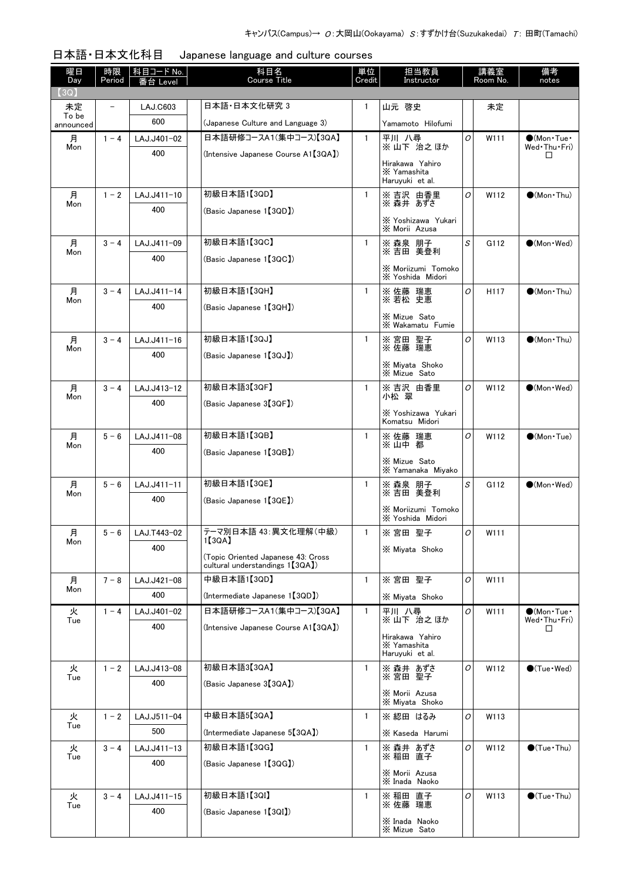キャンパス(Campus)→ O：大岡山(Ookayama) S：すずかけ台(Suzukakedai) T：田町(Tamachi)

## 日本語・日本文化科目　Japanese language and culture courses

| 曜日 Day | 時限 Period | 科目コード No. 番台 Level | 科目名 Course Title | 単位 Credit | 担当教員 Instructor | 講義室 Room No. | | 備考 notes |
|---|---|---|---|---|---|---|---|---|
| 【3Q】 | | | | | | | | |
| 未定 To be announced | － | LAJ.C603 600 | 日本語・日本文化研究 3 (Japanese Culture and Language 3) | 1 | 山元 啓史 Yamamoto Hilofumi | | 未定 | |
| 月 Mon | 1－4 | LAJ.J401-02 400 | 日本語研修コースA1(集中コース)【3QA】 (Intensive Japanese Course A1【3QA】) | 1 | 平川 八尋 ※山下 治之 ほか Hirakawa Yahiro ※Yamashita Haruyuki et al. | O | W111 | ●(Mon・Tue・Wed・Thu・Fri) □ |
| 月 Mon | 1－2 | LAJ.J411-10 400 | 初級日本語1【3QD】 (Basic Japanese 1【3QD】) | 1 | ※吉沢 由香里 ※森井 あずさ ※Yoshizawa Yukari ※Morii Azusa | O | W112 | ●(Mon・Thu) |
| 月 Mon | 3－4 | LAJ.J411-09 400 | 初級日本語1【3QC】 (Basic Japanese 1【3QC】) | 1 | ※森泉 朋子 ※吉田 美登利 ※Moriizumi Tomoko ※Yoshida Midori | S | G112 | ●(Mon・Wed) |
| 月 Mon | 3－4 | LAJ.J411-14 400 | 初級日本語1【3QH】 (Basic Japanese 1【3QH】) | 1 | ※佐藤 瑞恵 ※若松 史恵 ※Mizue Sato ※Wakamatu Fumie | O | H117 | ●(Mon・Thu) |
| 月 Mon | 3－4 | LAJ.J411-16 400 | 初級日本語1【3QJ】 (Basic Japanese 1【3QJ】) | 1 | ※宮田 聖子 ※佐藤 瑞恵 ※Miyata Shoko ※Mizue Sato | O | W113 | ●(Mon・Thu) |
| 月 Mon | 3－4 | LAJ.J413-12 400 | 初級日本語3【3QF】 (Basic Japanese 3【3QF】) | 1 | ※吉沢 由香里 小松 翠 ※Yoshizawa Yukari Komatsu Midori | O | W112 | ●(Mon・Wed) |
| 月 Mon | 5－6 | LAJ.J411-08 400 | 初級日本語1【3QB】 (Basic Japanese 1【3QB】) | 1 | ※佐藤 瑞恵 ※山中 都 ※Mizue Sato ※Yamanaka Miyako | O | W112 | ●(Mon・Tue) |
| 月 Mon | 5－6 | LAJ.J411-11 400 | 初級日本語1【3QE】 (Basic Japanese 1【3QE】) | 1 | ※森泉 朋子 ※吉田 美登利 ※Moriizumi Tomoko ※Yoshida Midori | S | G112 | ●(Mon・Wed) |
| 月 Mon | 5－6 | LAJ.T443-02 400 | テーマ別日本語 43：異文化理解(中級)1【3QA】 (Topic Oriented Japanese 43: Cross cultural understandings 1【3QA】) | 1 | ※宮田 聖子 ※Miyata Shoko | O | W111 | |
| 月 Mon | 7－8 | LAJ.J421-08 400 | 中級日本語1【3QD】 (Intermediate Japanese 1【3QD】) | 1 | ※宮田 聖子 ※Miyata Shoko | O | W111 | |
| 火 Tue | 1－4 | LAJ.J401-02 400 | 日本語研修コースA1(集中コース)【3QA】 (Intensive Japanese Course A1【3QA】) | 1 | 平川 八尋 ※山下 治之 ほか Hirakawa Yahiro ※Yamashita Haruyuki et al. | O | W111 | ●(Mon・Tue・Wed・Thu・Fri) □ |
| 火 Tue | 1－2 | LAJ.J413-08 400 | 初級日本語3【3QA】 (Basic Japanese 3【3QA】) | 1 | ※森井 あずさ ※宮田 聖子 ※Morii Azusa ※Miyata Shoko | O | W112 | ●(Tue・Wed) |
| 火 Tue | 1－2 | LAJ.J511-04 500 | 中級日本語5【3QA】 (Intermediate Japanese 5【3QA】) | 1 | ※綛田 はるみ ※Kaseda Harumi | O | W113 | |
| 火 Tue | 3－4 | LAJ.J411-13 400 | 初級日本語1【3QG】 (Basic Japanese 1【3QG】) | 1 | ※森井 あずさ ※稲田 直子 ※Morii Azusa ※Inada Naoko | O | W112 | ●(Tue・Thu) |
| 火 Tue | 3－4 | LAJ.J411-15 400 | 初級日本語1【3QI】 (Basic Japanese 1【3QI】) | 1 | ※稲田 直子 ※佐藤 瑞恵 ※Inada Naoko ※Mizue Sato | O | W113 | ●(Tue・Thu) |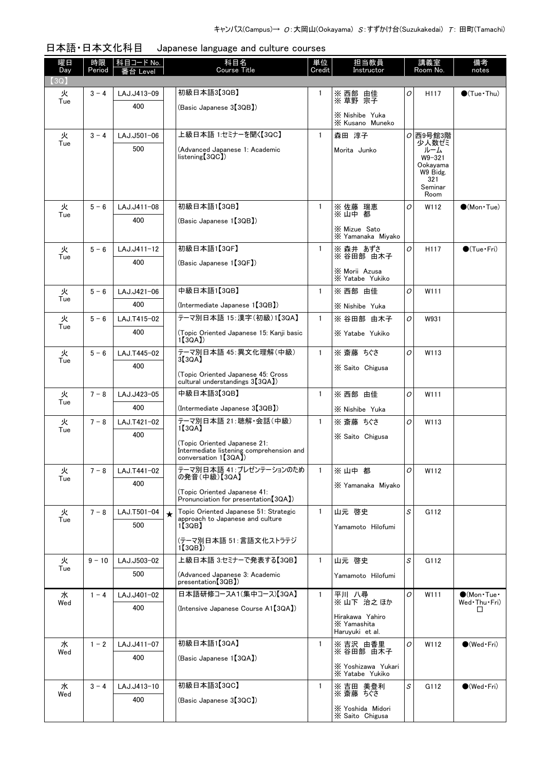キャンパス(Campus)→ O：大岡山(Ookayama) S：すずかけ台(Suzukakedai) T：田町(Tamachi)

## 日本語・日本文化科目　Japanese language and culture courses

| 曜日 Day | 時限 Period | 科目コード No. 番台 Level | | 科目名 Course Title | 単位 Credit | 担当教員 Instructor | | 講義室 Room No. | 備考 notes |
|---|---|---|---|---|---|---|---|---|---|
| 【3Q】 | | | | | | | | | |
| 火 Tue | 3 - 4 | LAJ.J413-09 400 | | 初級日本語3【3QB】 (Basic Japanese 3【3QB】) | 1 | ※ 西部 由佳 ※ 草野 宗子 ※ Nishibe Yuka ※ Kusano Muneko | O | H117 | ●(Tue・Thu) |
| 火 Tue | 3 - 4 | LAJ.J501-06 500 | | 上級日本語 1:セミナーを聞く【3QC】 (Advanced Japanese 1: Academic listening【3QC】) | 1 | 森田 淳子 Morita Junko | O | 西9号館3階少人数ゼミルーム W9-321 Ookayama W9 Bldg. 321 Seminar Room | |
| 火 Tue | 5 - 6 | LAJ.J411-08 400 | | 初級日本語1【3QB】 (Basic Japanese 1【3QB】) | 1 | ※ 佐藤 瑞恵 ※ 山中 都 ※ Mizue Sato ※ Yamanaka Miyako | O | W112 | ●(Mon・Tue) |
| 火 Tue | 5 - 6 | LAJ.J411-12 400 | | 初級日本語1【3QF】 (Basic Japanese 1【3QF】) | 1 | ※ 森井 あずさ ※ 谷田部 由木子 ※ Morii Azusa ※ Yatabe Yukiko | O | H117 | ●(Tue・Fri) |
| 火 Tue | 5 - 6 | LAJ.J421-06 400 | | 中級日本語1【3QB】 (Intermediate Japanese 1【3QB】) | 1 | ※ 西部 由佳 ※ Nishibe Yuka | O | W111 | |
| 火 Tue | 5 - 6 | LAJ.T415-02 400 | | テーマ別日本語 15:漢字(初級)1【3QA】 (Topic Oriented Japanese 15: Kanji basic 1【3QA】) | 1 | ※ 谷田部 由木子 ※ Yatabe Yukiko | O | W931 | |
| 火 Tue | 5 - 6 | LAJ.T445-02 400 | | テーマ別日本語 45:異文化理解(中級)3【3QA】 (Topic Oriented Japanese 45: Cross cultural understandings 3【3QA】) | 1 | ※ 斎藤 ちぐさ ※ Saito Chigusa | O | W113 | |
| 火 Tue | 7 - 8 | LAJ.J423-05 400 | | 中級日本語3【3QB】 (Intermediate Japanese 3【3QB】) | 1 | ※ 西部 由佳 ※ Nishibe Yuka | O | W111 | |
| 火 Tue | 7 - 8 | LAJ.T421-02 400 | | テーマ別日本語 21:聴解・会話(中級)1【3QA】 (Topic Oriented Japanese 21: Intermediate listening comprehension and conversation 1【3QA】) | 1 | ※ 斎藤 ちぐさ ※ Saito Chigusa | O | W113 | |
| 火 Tue | 7 - 8 | LAJ.T441-02 400 | | テーマ別日本語 41:プレゼンテーションのための発音(中級)【3QA】 (Topic Oriented Japanese 41: Pronunciation for presentation【3QA】) | 1 | ※ 山中 都 ※ Yamanaka Miyako | O | W112 | |
| 火 Tue | 7 - 8 | LAJ.T501-04 500 | ★ | Topic Oriented Japanese 51: Strategic approach to Japanese and culture 1【3QB】 (テーマ別日本語 51:言語文化ストラテジ1【3QB】) | 1 | 山元 啓史 Yamamoto Hilofumi | S | G112 | |
| 火 Tue | 9 - 10 | LAJ.J503-02 500 | | 上級日本語 3:セミナーで発表する【3QB】 (Advanced Japanese 3: Academic presentation【3QB】) | 1 | 山元 啓史 Yamamoto Hilofumi | S | G112 | |
| 水 Wed | 1 - 4 | LAJ.J401-02 400 | | 日本語研修コースA1(集中コース)【3QA】 (Intensive Japanese Course A1【3QA】) | 1 | 平川 八尋 ※ 山下 治之 ほか Hirakawa Yahiro ※ Yamashita Haruyuki et al. | O | W111 | ●(Mon・Tue・Wed・Thu・Fri) □ |
| 水 Wed | 1 - 2 | LAJ.J411-07 400 | | 初級日本語1【3QA】 (Basic Japanese 1【3QA】) | 1 | ※ 吉沢 由香里 ※ 谷田部 由木子 ※ Yoshizawa Yukari ※ Yatabe Yukiko | O | W112 | ●(Wed・Fri) |
| 水 Wed | 3 - 4 | LAJ.J413-10 400 | | 初級日本語3【3QC】 (Basic Japanese 3【3QC】) | 1 | ※ 吉田 美登利 ※ 斎藤 ちぐさ ※ Yoshida Midori ※ Saito Chigusa | S | G112 | ●(Wed・Fri) |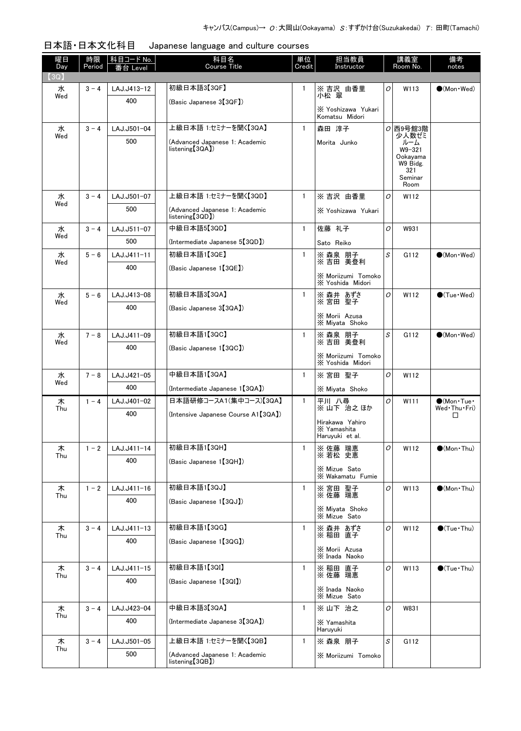キャンパス(Campus)→ *O*：大岡山(Ookayama) *S*：すずかけ台(Suzukakedai) *T*：田町(Tamachi)

## 日本語・日本文化科目　Japanese language and culture courses

| 曜日 Day | 時限 Period | 科目コード No. 番台 Level | 科目名 Course Title | 単位 Credit | 担当教員 Instructor | | 講義室 Room No. | 備考 notes |
|---|---|---|---|---|---|---|---|---|
| 【3Q】 | | | | | | | | |
| 水 Wed | 3－4 | LAJ.J413-12 400 | 初級日本語3【3QF】 (Basic Japanese 3【3QF】) | 1 | ※ 吉沢 由香里 小松 翠 ※ Yoshizawa Yukari Komatsu Midori | O | W113 | ●(Mon・Wed) |
| 水 Wed | 3－4 | LAJ.J501-04 500 | 上級日本語 1:セミナーを聞く【3QA】 (Advanced Japanese 1: Academic listening【3QA】) | 1 | 森田 淳子 Morita Junko | O | 西9号館3階少人数ゼミルーム W9-321 Ookayama W9 Bldg. 321 Seminar Room | |
| 水 Wed | 3－4 | LAJ.J501-07 500 | 上級日本語 1:セミナーを聞く【3QD】 (Advanced Japanese 1: Academic listening【3QD】) | 1 | ※ 吉沢 由香里 ※ Yoshizawa Yukari | O | W112 | |
| 水 Wed | 3－4 | LAJ.J511-07 500 | 中級日本語5【3QD】 (Intermediate Japanese 5【3QD】) | 1 | 佐藤 礼子 Sato Reiko | O | W931 | |
| 水 Wed | 5－6 | LAJ.J411-11 400 | 初級日本語1【3QE】 (Basic Japanese 1【3QE】) | 1 | ※ 森泉 朋子 ※ 吉田 美登利 ※ Moriizumi Tomoko ※ Yoshida Midori | S | G112 | ●(Mon・Wed) |
| 水 Wed | 5－6 | LAJ.J413-08 400 | 初級日本語3【3QA】 (Basic Japanese 3【3QA】) | 1 | ※ 森井 あずさ ※ 宮田 聖子 ※ Morii Azusa ※ Miyata Shoko | O | W112 | ●(Tue・Wed) |
| 水 Wed | 7－8 | LAJ.J411-09 400 | 初級日本語1【3QC】 (Basic Japanese 1【3QC】) | 1 | ※ 森泉 朋子 ※ 吉田 美登利 ※ Moriizumi Tomoko ※ Yoshida Midori | S | G112 | ●(Mon・Wed) |
| 水 Wed | 7－8 | LAJ.J421-05 400 | 中級日本語1【3QA】 (Intermediate Japanese 1【3QA】) | 1 | ※ 宮田 聖子 ※ Miyata Shoko | O | W112 | |
| 木 Thu | 1－4 | LAJ.J401-02 400 | 日本語研修コースA1(集中コース)【3QA】 (Intensive Japanese Course A1【3QA】) | 1 | 平川 八尋 ※ 山下 治之 ほか Hirakawa Yahiro ※ Yamashita Haruyuki et al. | O | W111 | ●(Mon・Tue・Wed・Thu・Fri) □ |
| 木 Thu | 1－2 | LAJ.J411-14 400 | 初級日本語1【3QH】 (Basic Japanese 1【3QH】) | 1 | ※ 佐藤 瑞恵 ※ 若松 史恵 ※ Mizue Sato ※ Wakamatu Fumie | O | W112 | ●(Mon・Thu) |
| 木 Thu | 1－2 | LAJ.J411-16 400 | 初級日本語1【3QJ】 (Basic Japanese 1【3QJ】) | 1 | ※ 宮田 聖子 ※ 佐藤 瑞恵 ※ Miyata Shoko ※ Mizue Sato | O | W113 | ●(Mon・Thu) |
| 木 Thu | 3－4 | LAJ.J411-13 400 | 初級日本語1【3QG】 (Basic Japanese 1【3QG】) | 1 | ※ 森井 あずさ ※ 稲田 直子 ※ Morii Azusa ※ Inada Naoko | O | W112 | ●(Tue・Thu) |
| 木 Thu | 3－4 | LAJ.J411-15 400 | 初級日本語1【3QI】 (Basic Japanese 1【3QI】) | 1 | ※ 稲田 直子 ※ 佐藤 瑞恵 ※ Inada Naoko ※ Mizue Sato | O | W113 | ●(Tue・Thu) |
| 木 Thu | 3－4 | LAJ.J423-04 400 | 中級日本語3【3QA】 (Intermediate Japanese 3【3QA】) | 1 | ※ 山下 治之 ※ Yamashita Haruyuki | O | W831 | |
| 木 Thu | 3－4 | LAJ.J501-05 500 | 上級日本語 1:セミナーを聞く【3QB】 (Advanced Japanese 1: Academic listening【3QB】) | 1 | ※ 森泉 朋子 ※ Moriizumi Tomoko | S | G112 | |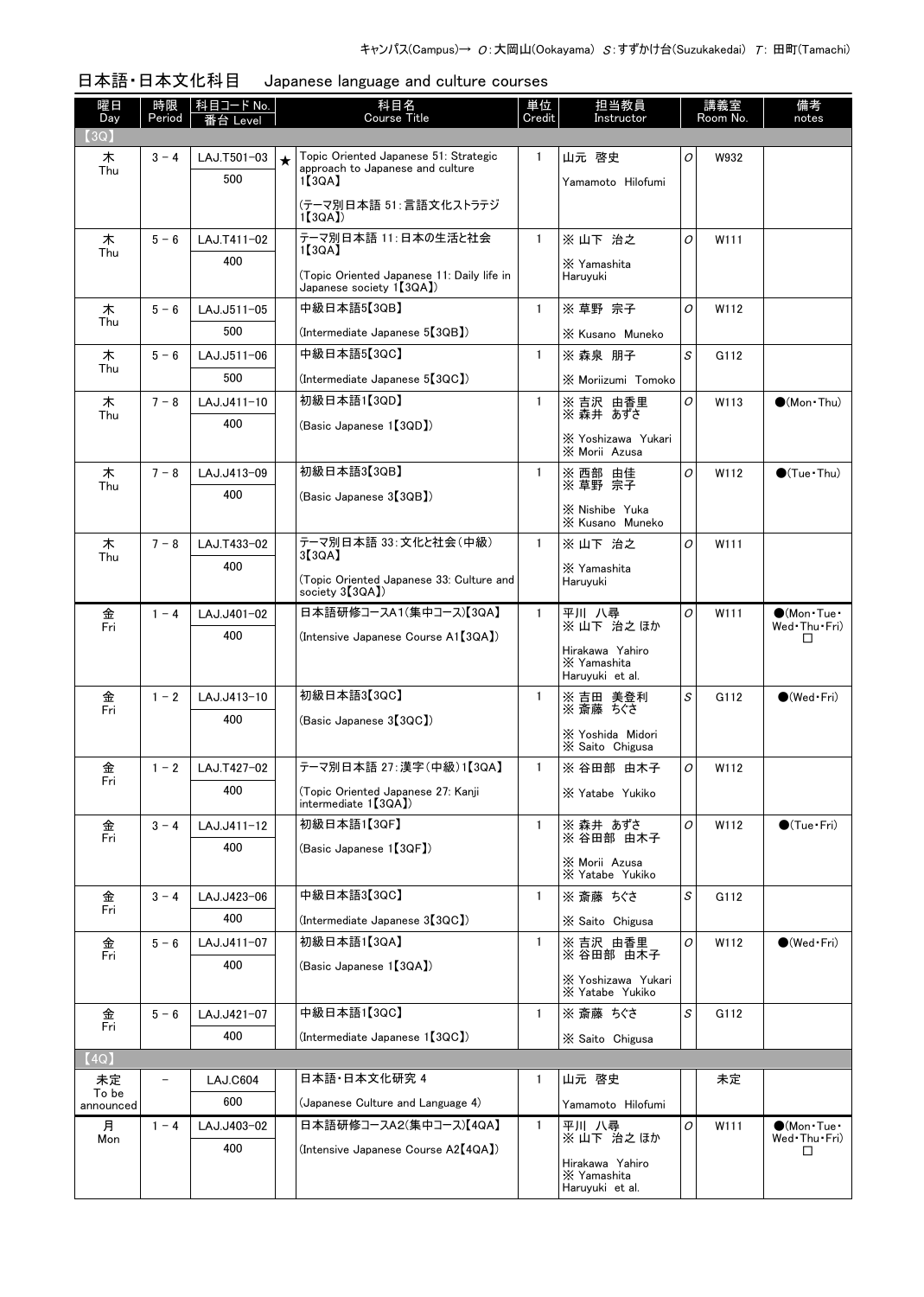キャンパス(Campus)→ O：大岡山(Ookayama) S：すずかけ台(Suzukakedai) T：田町(Tamachi)

## 日本語・日本文化科目　Japanese language and culture courses

| 曜日 Day | 時限 Period | 科目コード No. 番台 Level | | 科目名 Course Title | 単位 Credit | 担当教員 Instructor | 講義室 Room No. | | 備考 notes |
|---|---|---|---|---|---|---|---|---|---|
| 【3Q】 | | | | | | | | | |
| 木 Thu | 3－4 | LAJ.T501-03 500 | ★ | Topic Oriented Japanese 51: Strategic approach to Japanese and culture 1【3QA】 (テーマ別日本語 51：言語文化ストラテジ 1【3QA】) | 1 | 山元 啓史 Yamamoto Hilofumi | O | W932 | |
| 木 Thu | 5－6 | LAJ.T411-02 400 | | テーマ別日本語 11：日本の生活と社会 1【3QA】 (Topic Oriented Japanese 11: Daily life in Japanese society 1【3QA】) | 1 | ※ 山下 治之 ※ Yamashita Haruyuki | O | W111 | |
| 木 Thu | 5－6 | LAJ.J511-05 500 | | 中級日本語5【3QB】 (Intermediate Japanese 5【3QB】) | 1 | ※ 草野 宗子 ※ Kusano Muneko | O | W112 | |
| 木 Thu | 5－6 | LAJ.J511-06 500 | | 中級日本語5【3QC】 (Intermediate Japanese 5【3QC】) | 1 | ※ 森泉 朋子 ※ Moriizumi Tomoko | S | G112 | |
| 木 Thu | 7－8 | LAJ.J411-10 400 | | 初級日本語1【3QD】 (Basic Japanese 1【3QD】) | 1 | ※ 吉沢 由香里 ※ 森井 あずさ ※ Yoshizawa Yukari ※ Morii Azusa | O | W113 | ●(Mon・Thu) |
| 木 Thu | 7－8 | LAJ.J413-09 400 | | 初級日本語3【3QB】 (Basic Japanese 3【3QB】) | 1 | ※ 西部 由佳 ※ 草野 宗子 ※ Nishibe Yuka ※ Kusano Muneko | O | W112 | ●(Tue・Thu) |
| 木 Thu | 7－8 | LAJ.T433-02 400 | | テーマ別日本語 33：文化と社会(中級) 3【3QA】 (Topic Oriented Japanese 33: Culture and society 3【3QA】) | 1 | ※ 山下 治之 ※ Yamashita Haruyuki | O | W111 | |
| 金 Fri | 1－4 | LAJ.J401-02 400 | | 日本語研修コースA1(集中コース)【3QA】 (Intensive Japanese Course A1【3QA】) | 1 | 平川 八尋 ※ 山下 治之 ほか Hirakawa Yahiro ※ Yamashita Haruyuki et al. | O | W111 | ●(Mon・Tue・Wed・Thu・Fri) □ |
| 金 Fri | 1－2 | LAJ.J413-10 400 | | 初級日本語3【3QC】 (Basic Japanese 3【3QC】) | 1 | ※ 吉田 美登利 ※ 斎藤 ちぐさ ※ Yoshida Midori ※ Saito Chigusa | S | G112 | ●(Wed・Fri) |
| 金 Fri | 1－2 | LAJ.T427-02 400 | | テーマ別日本語 27：漢字(中級)1【3QA】 (Topic Oriented Japanese 27: Kanji intermediate 1【3QA】) | 1 | ※ 谷田部 由木子 ※ Yatabe Yukiko | O | W112 | |
| 金 Fri | 3－4 | LAJ.J411-12 400 | | 初級日本語1【3QF】 (Basic Japanese 1【3QF】) | 1 | ※ 森井 あずさ ※ 谷田部 由木子 ※ Morii Azusa ※ Yatabe Yukiko | O | W112 | ●(Tue・Fri) |
| 金 Fri | 3－4 | LAJ.J423-06 400 | | 中級日本語3【3QC】 (Intermediate Japanese 3【3QC】) | 1 | ※ 斎藤 ちぐさ ※ Saito Chigusa | S | G112 | |
| 金 Fri | 5－6 | LAJ.J411-07 400 | | 初級日本語1【3QA】 (Basic Japanese 1【3QA】) | 1 | ※ 吉沢 由香里 ※ 谷田部 由木子 ※ Yoshizawa Yukari ※ Yatabe Yukiko | O | W112 | ●(Wed・Fri) |
| 金 Fri | 5－6 | LAJ.J421-07 400 | | 中級日本語1【3QC】 (Intermediate Japanese 1【3QC】) | 1 | ※ 斎藤 ちぐさ ※ Saito Chigusa | S | G112 | |
| 【4Q】 | | | | | | | | | |
| 未定 To be announced | － | LAJ.C604 600 | | 日本語・日本文化研究 4 (Japanese Culture and Language 4) | 1 | 山元 啓史 Yamamoto Hilofumi | | 未定 | |
| 月 Mon | 1－4 | LAJ.J403-02 400 | | 日本語研修コースA2(集中コース)【4QA】 (Intensive Japanese Course A2【4QA】) | 1 | 平川 八尋 ※ 山下 治之 ほか Hirakawa Yahiro ※ Yamashita Haruyuki et al. | O | W111 | ●(Mon・Tue・Wed・Thu・Fri) □ |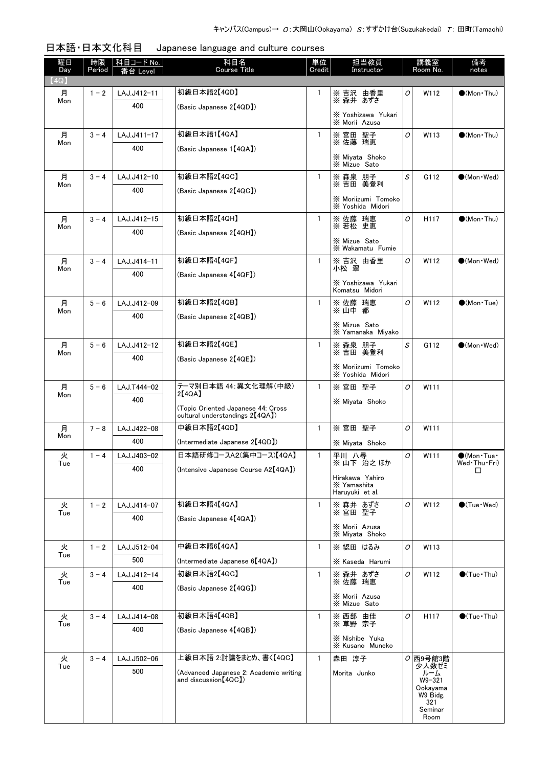キャンパス(Campus)→ *O*：大岡山(Ookayama) *S*：すずかけ台(Suzukakedai) *T*：田町(Tamachi)

## 日本語・日本文化科目　Japanese language and culture courses

| 曜日 Day | 時限 Period | 科目コード No. 番台 Level | | 科目名 Course Title | 単位 Credit | 担当教員 Instructor | | 講義室 Room No. | 備考 notes |
|---|---|---|---|---|---|---|---|---|---|
| 【4Q】 | | | | | | | | | |
| 月 Mon | 1－2 | LAJ.J412-11 400 | | 初級日本語2【4QD】 (Basic Japanese 2【4QD】) | 1 | ※ 吉沢 由香里 ※ 森井 あずさ ※ Yoshizawa Yukari ※ Morii Azusa | O | W112 | ●(Mon・Thu) |
| 月 Mon | 3－4 | LAJ.J411-17 400 | | 初級日本語1【4QA】 (Basic Japanese 1【4QA】) | 1 | ※ 宮田 聖子 ※ 佐藤 瑞恵 ※ Miyata Shoko ※ Mizue Sato | O | W113 | ●(Mon・Thu) |
| 月 Mon | 3－4 | LAJ.J412-10 400 | | 初級日本語2【4QC】 (Basic Japanese 2【4QC】) | 1 | ※ 森泉 朋子 ※ 吉田 美登利 ※ Moriizumi Tomoko ※ Yoshida Midori | S | G112 | ●(Mon・Wed) |
| 月 Mon | 3－4 | LAJ.J412-15 400 | | 初級日本語2【4QH】 (Basic Japanese 2【4QH】) | 1 | ※ 佐藤 瑞恵 ※ 若松 史恵 ※ Mizue Sato ※ Wakamatu Fumie | O | H117 | ●(Mon・Thu) |
| 月 Mon | 3－4 | LAJ.J414-11 400 | | 初級日本語4【4QF】 (Basic Japanese 4【4QF】) | 1 | ※ 吉沢 由香里 小松 翠 ※ Yoshizawa Yukari Komatsu Midori | O | W112 | ●(Mon・Wed) |
| 月 Mon | 5－6 | LAJ.J412-09 400 | | 初級日本語2【4QB】 (Basic Japanese 2【4QB】) | 1 | ※ 佐藤 瑞恵 ※ 山中 都 ※ Mizue Sato ※ Yamanaka Miyako | O | W112 | ●(Mon・Tue) |
| 月 Mon | 5－6 | LAJ.J412-12 400 | | 初級日本語2【4QE】 (Basic Japanese 2【4QE】) | 1 | ※ 森泉 朋子 ※ 吉田 美登利 ※ Moriizumi Tomoko ※ Yoshida Midori | S | G112 | ●(Mon・Wed) |
| 月 Mon | 5－6 | LAJ.T444-02 400 | | テーマ別日本語 44：異文化理解(中級) 2【4QA】 (Topic Oriented Japanese 44: Cross cultural understandings 2【4QA】) | 1 | ※ 宮田 聖子 ※ Miyata Shoko | O | W111 | |
| 月 Mon | 7－8 | LAJ.J422-08 400 | | 中級日本語2【4QD】 (Intermediate Japanese 2【4QD】) | 1 | ※ 宮田 聖子 ※ Miyata Shoko | O | W111 | |
| 火 Tue | 1－4 | LAJ.J403-02 400 | | 日本語研修コースA2(集中コース)【4QA】 (Intensive Japanese Course A2【4QA】) | 1 | 平川 八尋 ※ 山下 治之 ほか Hirakawa Yahiro ※ Yamashita Haruyuki et al. | O | W111 | ●(Mon・Tue・Wed・Thu・Fri) □ |
| 火 Tue | 1－2 | LAJ.J414-07 400 | | 初級日本語4【4QA】 (Basic Japanese 4【4QA】) | 1 | ※ 森井 あずさ ※ 宮田 聖子 ※ Morii Azusa ※ Miyata Shoko | O | W112 | ●(Tue・Wed) |
| 火 Tue | 1－2 | LAJ.J512-04 500 | | 中級日本語6【4QA】 (Intermediate Japanese 6【4QA】) | 1 | ※ 綛田 はるみ ※ Kaseda Harumi | O | W113 | |
| 火 Tue | 3－4 | LAJ.J412-14 400 | | 初級日本語2【4QG】 (Basic Japanese 2【4QG】) | 1 | ※ 森井 あずさ ※ 佐藤 瑞恵 ※ Morii Azusa ※ Mizue Sato | O | W112 | ●(Tue・Thu) |
| 火 Tue | 3－4 | LAJ.J414-08 400 | | 初級日本語4【4QB】 (Basic Japanese 4【4QB】) | 1 | ※ 西部 由佳 ※ 草野 宗子 ※ Nishibe Yuka ※ Kusano Muneko | O | H117 | ●(Tue・Thu) |
| 火 Tue | 3－4 | LAJ.J502-06 500 | | 上級日本語 2:討議をまとめ、書く【4QC】 (Advanced Japanese 2: Academic writing and discussion【4QC】) | 1 | 森田 淳子 Morita Junko | O | 西9号館3階 少人数ゼミルーム W9-321 Ookayama W9 Bldg. 321 Seminar Room | |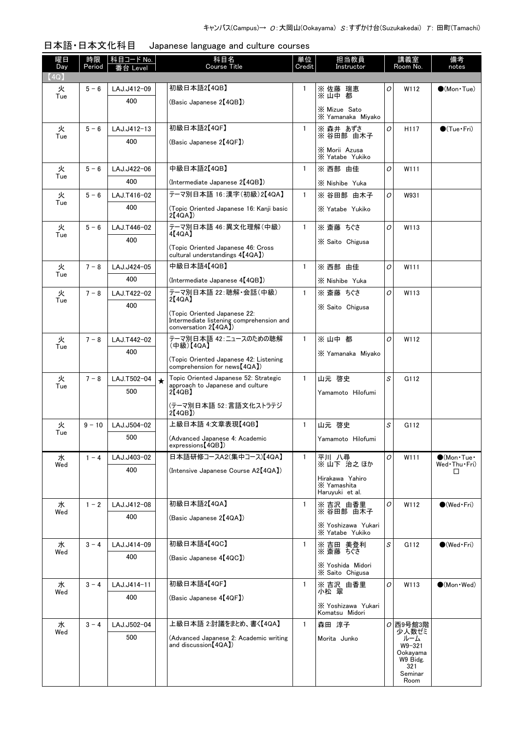キャンパス(Campus)→ O:大岡山(Ookayama) S:すずかけ台(Suzukakedai) T: 田町(Tamachi)

## 日本語・日本文化科目　Japanese language and culture courses

| 曜日 Day | 時限 Period | 科目コード No. 番台 Level | | 科目名 Course Title | 単位 Credit | 担当教員 Instructor | | 講義室 Room No. | 備考 notes |
|---|---|---|---|---|---|---|---|---|---|
| 【4Q】 | | | | | | | | | |
| 火 Tue | 5 - 6 | LAJ.J412-09 400 | | 初級日本語2【4QB】 (Basic Japanese 2【4QB】) | 1 | ※ 佐藤 瑞恵 ※ 山中 都 ※ Mizue Sato ※ Yamanaka Miyako | O | W112 | ●(Mon・Tue) |
| 火 Tue | 5 - 6 | LAJ.J412-13 400 | | 初級日本語2【4QF】 (Basic Japanese 2【4QF】) | 1 | ※ 森井 あずさ ※ 谷田部 由木子 ※ Morii Azusa ※ Yatabe Yukiko | O | H117 | ●(Tue・Fri) |
| 火 Tue | 5 - 6 | LAJ.J422-06 400 | | 中級日本語2【4QB】 (Intermediate Japanese 2【4QB】) | 1 | ※ 西部 由佳 ※ Nishibe Yuka | O | W111 | |
| 火 Tue | 5 - 6 | LAJ.T416-02 400 | | テーマ別日本語 16:漢字(初級)2【4QA】 (Topic Oriented Japanese 16: Kanji basic 2【4QA】) | 1 | ※ 谷田部 由木子 ※ Yatabe Yukiko | O | W931 | |
| 火 Tue | 5 - 6 | LAJ.T446-02 400 | | テーマ別日本語 46:異文化理解(中級) 4【4QA】 (Topic Oriented Japanese 46: Cross cultural understandings 4【4QA】) | 1 | ※ 斎藤 ちぐさ ※ Saito Chigusa | O | W113 | |
| 火 Tue | 7 - 8 | LAJ.J424-05 400 | | 中級日本語4【4QB】 (Intermediate Japanese 4【4QB】) | 1 | ※ 西部 由佳 ※ Nishibe Yuka | O | W111 | |
| 火 Tue | 7 - 8 | LAJ.T422-02 400 | | テーマ別日本語 22:聴解・会話(中級) 2【4QA】 (Topic Oriented Japanese 22: Intermediate listening comprehension and conversation 2【4QA】) | 1 | ※ 斎藤 ちぐさ ※ Saito Chigusa | O | W113 | |
| 火 Tue | 7 - 8 | LAJ.T442-02 400 | | テーマ別日本語 42:ニュースのための聴解(中級)【4QA】 (Topic Oriented Japanese 42: Listening comprehension for news【4QA】) | 1 | ※ 山中 都 ※ Yamanaka Miyako | O | W112 | |
| 火 Tue | 7 - 8 | LAJ.T502-04 500 | ★ | Topic Oriented Japanese 52: Strategic approach to Japanese and culture 2【4QB】 (テーマ別日本語 52:言語文化ストラテジ 2【4QB】) | 1 | 山元 啓史 Yamamoto Hilofumi | S | G112 | |
| 火 Tue | 9 - 10 | LAJ.J504-02 500 | | 上級日本語 4:文章表現【4QB】 (Advanced Japanese 4: Academic expressions【4QB】) | 1 | 山元 啓史 Yamamoto Hilofumi | S | G112 | |
| 水 Wed | 1 - 4 | LAJ.J403-02 400 | | 日本語研修コースA2(集中コース)【4QA】 (Intensive Japanese Course A2【4QA】) | 1 | 平川 八尋 ※ 山下 治之 ほか Hirakawa Yahiro ※ Yamashita Haruyuki et al. | O | W111 | ●(Mon・Tue・Wed・Thu・Fri) □ |
| 水 Wed | 1 - 2 | LAJ.J412-08 400 | | 初級日本語2【4QA】 (Basic Japanese 2【4QA】) | 1 | ※ 吉沢 由香里 ※ 谷田部 由木子 ※ Yoshizawa Yukari ※ Yatabe Yukiko | O | W112 | ●(Wed・Fri) |
| 水 Wed | 3 - 4 | LAJ.J414-09 400 | | 初級日本語4【4QC】 (Basic Japanese 4【4QC】) | 1 | ※ 吉田 美登利 ※ 斎藤 ちぐさ ※ Yoshida Midori ※ Saito Chigusa | S | G112 | ●(Wed・Fri) |
| 水 Wed | 3 - 4 | LAJ.J414-11 400 | | 初級日本語4【4QF】 (Basic Japanese 4【4QF】) | 1 | ※ 吉沢 由香里 小松 翠 ※ Yoshizawa Yukari Komatsu Midori | O | W113 | ●(Mon・Wed) |
| 水 Wed | 3 - 4 | LAJ.J502-04 500 | | 上級日本語 2:討議をまとめ、書く【4QA】 (Advanced Japanese 2: Academic writing and discussion【4QA】) | 1 | 森田 淳子 Morita Junko | O | 西9号館3階少人数ゼミルーム W9-321 Ookayama W9 Bidg. 321 Seminar Room | |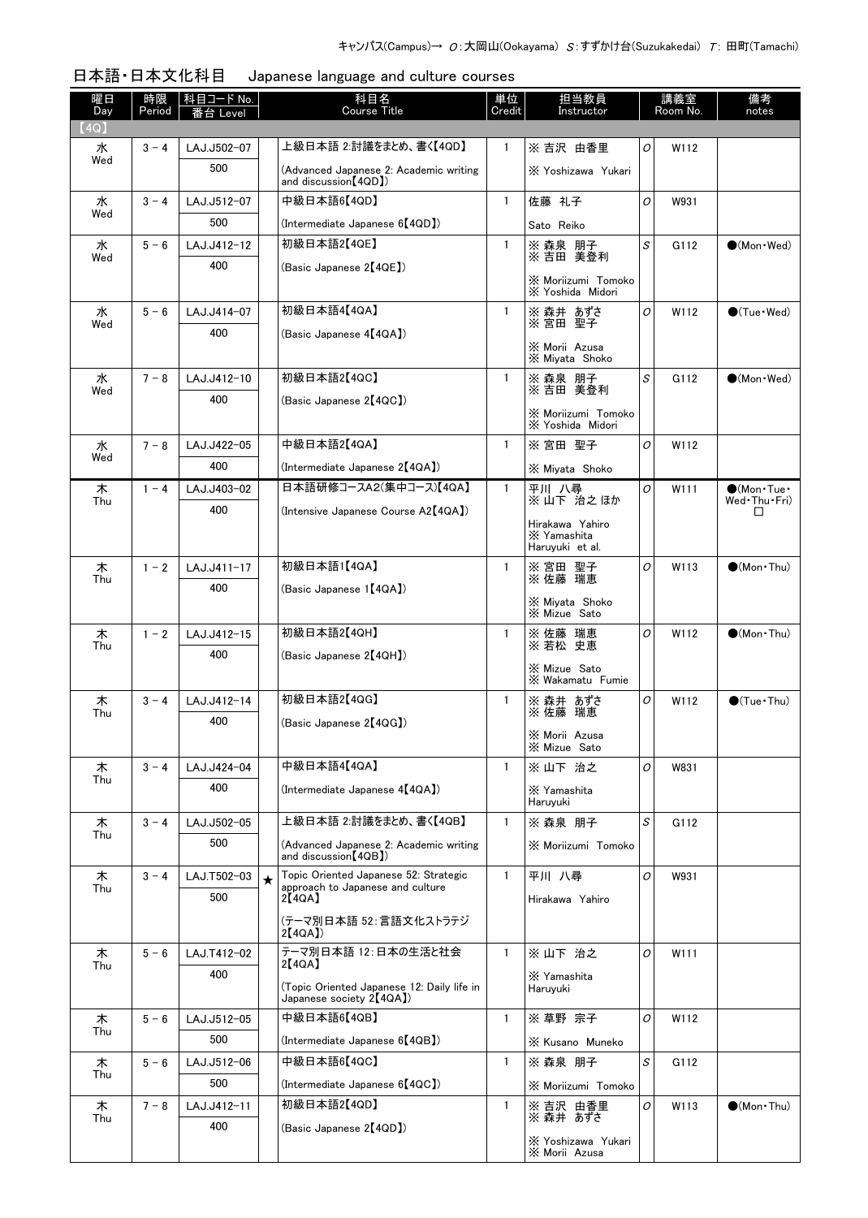キャンパス(Campus)→ O：大岡山(Ookayama) S：すずかけ台(Suzukakedai) T：田町(Tamachi)

## 日本語・日本文化科目　Japanese language and culture courses

| 曜日 Day | 時限 Period | 科目コード No. 番台 Level | | 科目名 Course Title | 単位 Credit | 担当教員 Instructor | 講義室 Room No. | | 備考 notes |
|---|---|---|---|---|---|---|---|---|---|
| 【4Q】 | | | | | | | | | |
| 水 Wed | 3－4 | LAJ.J502-07 500 | | 上級日本語 2:討議をまとめ、書く【4QD】 (Advanced Japanese 2: Academic writing and discussion【4QD】) | 1 | ※ 吉沢 由香里 ※ Yoshizawa Yukari | O | W112 | |
| 水 Wed | 3－4 | LAJ.J512-07 500 | | 中級日本語6【4QD】 (Intermediate Japanese 6【4QD】) | 1 | 佐藤 礼子 Sato Reiko | O | W931 | |
| 水 Wed | 5－6 | LAJ.J412-12 400 | | 初級日本語2【4QE】 (Basic Japanese 2【4QE】) | 1 | ※ 森泉 朋子 ※ 吉田 美登利 ※ Moriizumi Tomoko ※ Yoshida Midori | S | G112 | ●(Mon・Wed) |
| 水 Wed | 5－6 | LAJ.J414-07 400 | | 初級日本語4【4QA】 (Basic Japanese 4【4QA】) | 1 | ※ 森井 あずさ ※ 宮田 聖子 ※ Morii Azusa ※ Miyata Shoko | O | W112 | ●(Tue・Wed) |
| 水 Wed | 7－8 | LAJ.J412-10 400 | | 初級日本語2【4QC】 (Basic Japanese 2【4QC】) | 1 | ※ 森泉 朋子 ※ 吉田 美登利 ※ Moriizumi Tomoko ※ Yoshida Midori | S | G112 | ●(Mon・Wed) |
| 水 Wed | 7－8 | LAJ.J422-05 400 | | 中級日本語2【4QA】 (Intermediate Japanese 2【4QA】) | 1 | ※ 宮田 聖子 ※ Miyata Shoko | O | W112 | |
| 木 Thu | 1－4 | LAJ.J403-02 400 | | 日本語研修コースA2(集中コース)【4QA】 (Intensive Japanese Course A2【4QA】) | 1 | 平川 八尋 ※ 山下 治之 ほか Hirakawa Yahiro ※ Yamashita Haruyuki et al. | O | W111 | ●(Mon・Tue・Wed・Thu・Fri) □ |
| 木 Thu | 1－2 | LAJ.J411-17 400 | | 初級日本語1【4QA】 (Basic Japanese 1【4QA】) | 1 | ※ 宮田 聖子 ※ 佐藤 瑞恵 ※ Miyata Shoko ※ Mizue Sato | O | W113 | ●(Mon・Thu) |
| 木 Thu | 1－2 | LAJ.J412-15 400 | | 初級日本語2【4QH】 (Basic Japanese 2【4QH】) | 1 | ※ 佐藤 瑞恵 ※ 若松 史恵 ※ Mizue Sato ※ Wakamatu Fumie | O | W112 | ●(Mon・Thu) |
| 木 Thu | 3－4 | LAJ.J412-14 400 | | 初級日本語2【4QG】 (Basic Japanese 2【4QG】) | 1 | ※ 森井 あずさ ※ 佐藤 瑞恵 ※ Morii Azusa ※ Mizue Sato | O | W112 | ●(Tue・Thu) |
| 木 Thu | 3－4 | LAJ.J424-04 400 | | 中級日本語4【4QA】 (Intermediate Japanese 4【4QA】) | 1 | ※ 山下 治之 ※ Yamashita Haruyuki | O | W831 | |
| 木 Thu | 3－4 | LAJ.J502-05 500 | | 上級日本語 2:討議をまとめ、書く【4QB】 (Advanced Japanese 2: Academic writing and discussion【4QB】) | 1 | ※ 森泉 朋子 ※ Moriizumi Tomoko | S | G112 | |
| 木 Thu | 3－4 | LAJ.T502-03 500 | ★ | Topic Oriented Japanese 52: Strategic approach to Japanese and culture 2【4QA】 (テーマ別日本語 52：言語文化ストラテジ2【4QA】) | 1 | 平川 八尋 Hirakawa Yahiro | O | W931 | |
| 木 Thu | 5－6 | LAJ.T412-02 400 | | テーマ別日本語 12：日本の生活と社会2【4QA】 (Topic Oriented Japanese 12: Daily life in Japanese society 2【4QA】) | 1 | ※ 山下 治之 ※ Yamashita Haruyuki | O | W111 | |
| 木 Thu | 5－6 | LAJ.J512-05 500 | | 中級日本語6【4QB】 (Intermediate Japanese 6【4QB】) | 1 | ※ 草野 宗子 ※ Kusano Muneko | O | W112 | |
| 木 Thu | 5－6 | LAJ.J512-06 500 | | 中級日本語6【4QC】 (Intermediate Japanese 6【4QC】) | 1 | ※ 森泉 朋子 ※ Moriizumi Tomoko | S | G112 | |
| 木 Thu | 7－8 | LAJ.J412-11 400 | | 初級日本語2【4QD】 (Basic Japanese 2【4QD】) | 1 | ※ 吉沢 由香里 ※ 森井 あずさ ※ Yoshizawa Yukari ※ Morii Azusa | O | W113 | ●(Mon・Thu) |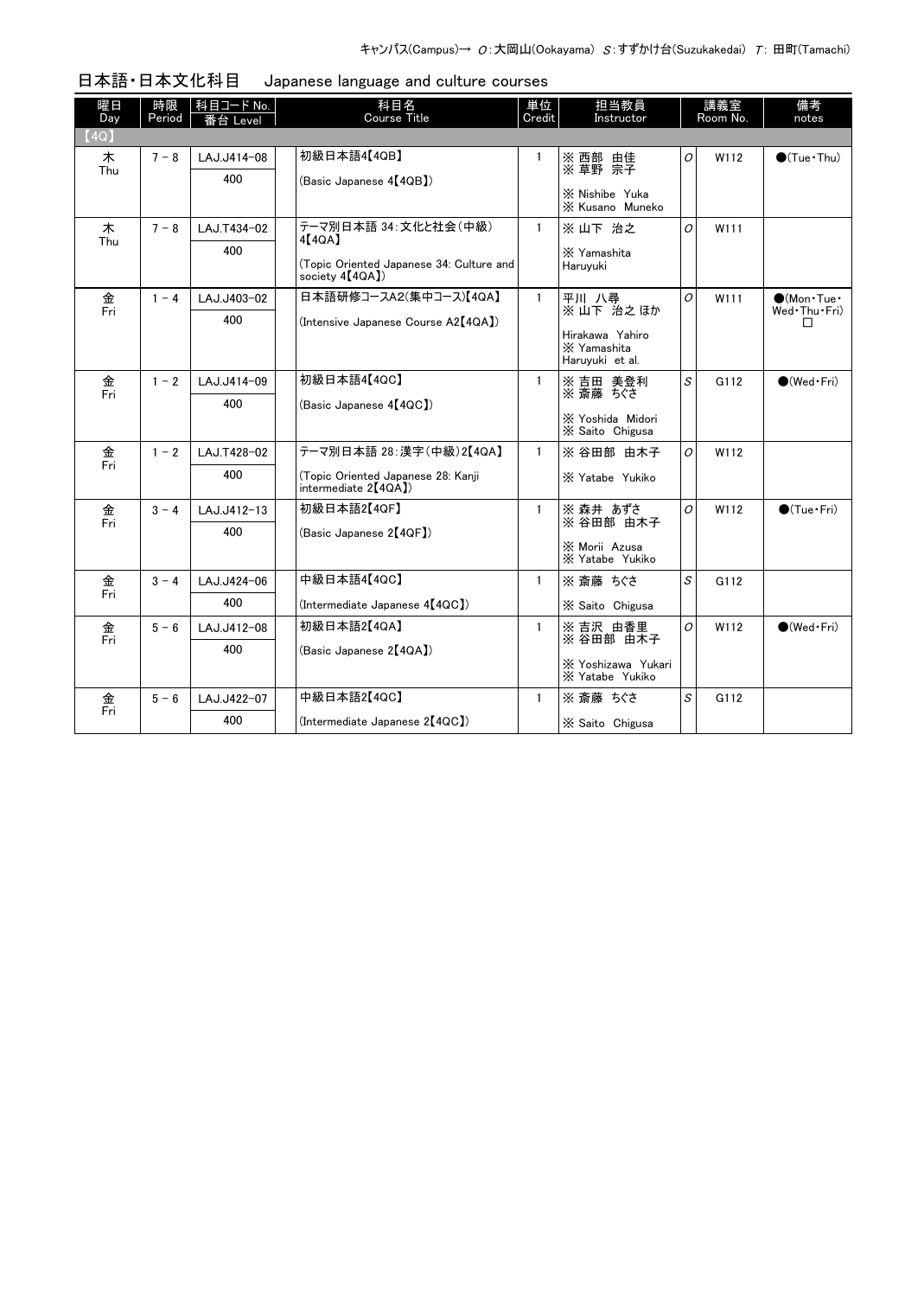キャンパス(Campus)→ O：大岡山(Ookayama) S：すずかけ台(Suzukakedai) T：田町(Tamachi)

## 日本語・日本文化科目　Japanese language and culture courses

| 曜日 Day | 時限 Period | 科目コード No. 番台 Level | 科目名 Course Title | 単位 Credit | 担当教員 Instructor | | 講義室 Room No. | 備考 notes |
|---|---|---|---|---|---|---|---|---|
| 【4Q】 | | | | | | | | |
| 木 Thu | 7－8 | LAJ.J414-08 400 | 初級日本語4【4QB】 (Basic Japanese 4【4QB】) | 1 | ※西部 由佳 ※草野 宗子 ※ Nishibe Yuka ※ Kusano Muneko | O | W112 | ●(Tue・Thu) |
| 木 Thu | 7－8 | LAJ.T434-02 400 | テーマ別日本語 34：文化と社会(中級) 4【4QA】 (Topic Oriented Japanese 34: Culture and society 4【4QA】) | 1 | ※山下 治之 ※ Yamashita Haruyuki | O | W111 | |
| 金 Fri | 1－4 | LAJ.J403-02 400 | 日本語研修コースA2(集中コース)【4QA】 (Intensive Japanese Course A2【4QA】) | 1 | 平川 八尋 ※山下 治之 ほか Hirakawa Yahiro ※ Yamashita Haruyuki et al. | O | W111 | ●(Mon・Tue・Wed・Thu・Fri) □ |
| 金 Fri | 1－2 | LAJ.J414-09 400 | 初級日本語4【4QC】 (Basic Japanese 4【4QC】) | 1 | ※吉田 美登利 ※斎藤 ちぐさ ※ Yoshida Midori ※ Saito Chigusa | S | G112 | ●(Wed・Fri) |
| 金 Fri | 1－2 | LAJ.T428-02 400 | テーマ別日本語 28：漢字(中級)2【4QA】 (Topic Oriented Japanese 28: Kanji intermediate 2【4QA】) | 1 | ※谷田部 由木子 ※ Yatabe Yukiko | O | W112 | |
| 金 Fri | 3－4 | LAJ.J412-13 400 | 初級日本語2【4QF】 (Basic Japanese 2【4QF】) | 1 | ※森井 あずさ ※谷田部 由木子 ※ Morii Azusa ※ Yatabe Yukiko | O | W112 | ●(Tue・Fri) |
| 金 Fri | 3－4 | LAJ.J424-06 400 | 中級日本語4【4QC】 (Intermediate Japanese 4【4QC】) | 1 | ※斎藤 ちぐさ ※ Saito Chigusa | S | G112 | |
| 金 Fri | 5－6 | LAJ.J412-08 400 | 初級日本語2【4QA】 (Basic Japanese 2【4QA】) | 1 | ※吉沢 由香里 ※谷田部 由木子 ※ Yoshizawa Yukari ※ Yatabe Yukiko | O | W112 | ●(Wed・Fri) |
| 金 Fri | 5－6 | LAJ.J422-07 400 | 中級日本語2【4QC】 (Intermediate Japanese 2【4QC】) | 1 | ※斎藤 ちぐさ ※ Saito Chigusa | S | G112 | |